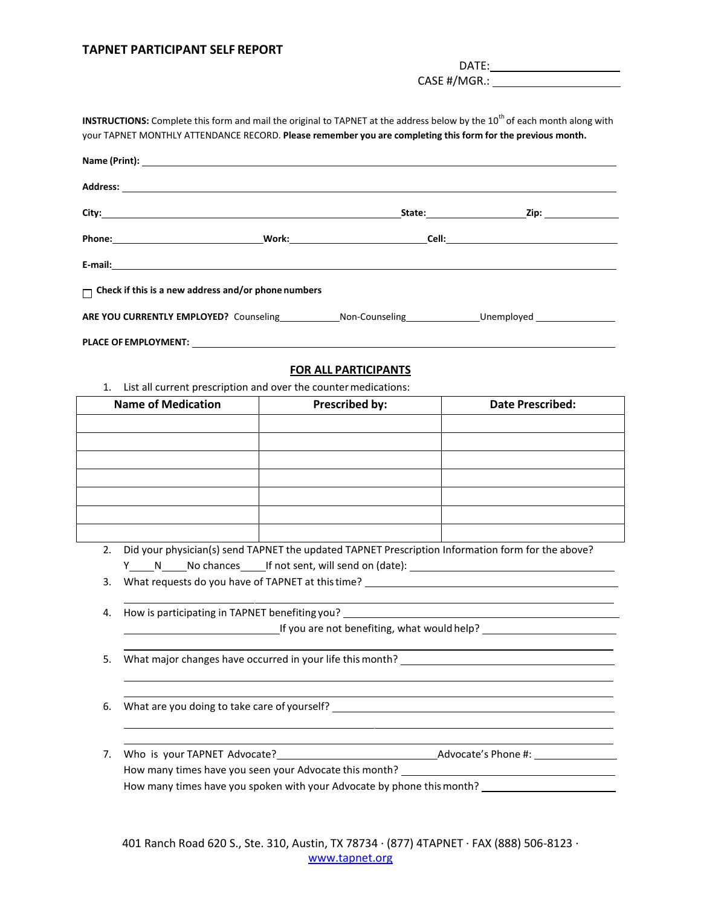## TAPNET PARTICIPANT SELF REPORT

DATE: ____________________

CASE #/MGR.: ____________________

**INSTRUCTIONS:** Complete this form and mail the original to TAPNET at the address below by the 10th of each month along with your TAPNET MONTHLY ATTENDANCE RECORD. **Please remember you are completing this form for the previous month.**

**Name (Print):** ____________________

**Address:** ____________________

**City:** ____________________ **State:** __________ **Zip:** __________

**Phone:** ____________________ **Work:** ____________________ **Cell:** ____________________

**E-mail:** ____________________

☐ **Check if this is a new address and/or phone numbers**

**ARE YOU CURRENTLY EMPLOYED?** Counseling__________ Non-Counseling__________ Unemployed __________

**PLACE OF EMPLOYMENT:** ____________________

### FOR ALL PARTICIPANTS

1. List all current prescription and over the counter medications:

| Name of Medication | Prescribed by: | Date Prescribed: |
|---|---|---|
| | | |
| | | |
| | | |
| | | |
| | | |
| | | |
| | | |

2. Did your physician(s) send TAPNET the updated TAPNET Prescription Information form for the above?
   Y____N____No chances____If not sent, will send on (date): ____________________
3. What requests do you have of TAPNET at this time? ____________________
4. How is participating in TAPNET benefiting you? ____________________
   ____________________ If you are not benefiting, what would help? ____________________
5. What major changes have occurred in your life this month? ____________________
6. What are you doing to take care of yourself? ____________________
7. Who is your TAPNET Advocate? ____________________ Advocate's Phone #: ____________________
   How many times have you seen your Advocate this month? ____________________
   How many times have you spoken with your Advocate by phone this month? ____________________

401 Ranch Road 620 S., Ste. 310, Austin, TX 78734 · (877) 4TAPNET · FAX (888) 506-8123 · www.tapnet.org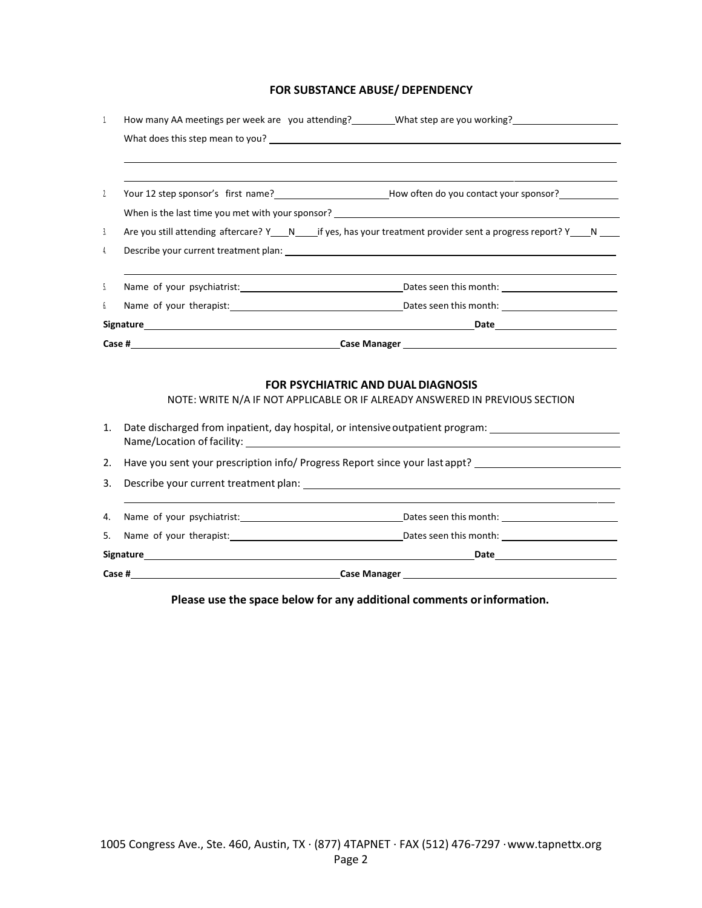## FOR SUBSTANCE ABUSE/ DEPENDENCY

1. How many AA meetings per week are you attending?________What step are you working?____________________

   What does this step mean to you? ____________________________________________________________

   ________________________________________________________________________________________

   ________________________________________________________________________________________

2. Your 12 step sponsor's first name?______________________How often do you contact your sponsor?___________

   When is the last time you met with your sponsor? ______________________________________________

3. Are you still attending aftercare? Y____N____if yes, has your treatment provider sent a progress report? Y____N ____

4. Describe your current treatment plan: ____________________________________________________

   ________________________________________________________________________________________

5. Name of your psychiatrist:______________________________Dates seen this month: ____________________

6. Name of your therapist:________________________________Dates seen this month: ____________________

**Signature**_____________________________________________________________**Date**______________________

**Case #**______________________________________**Case Manager** ________________________________________

## FOR PSYCHIATRIC AND DUAL DIAGNOSIS

NOTE: WRITE N/A IF NOT APPLICABLE OR IF ALREADY ANSWERED IN PREVIOUS SECTION

1. Date discharged from inpatient, day hospital, or intensive outpatient program: ______________________
   Name/Location of facility: ______________________________________________________________
2. Have you sent your prescription info/ Progress Report since your last appt? __________________________
3. Describe your current treatment plan: ____________________________________________________

   ________________________________________________________________________________________
4. Name of your psychiatrist:______________________________Dates seen this month: ____________________
5. Name of your therapist:________________________________Dates seen this month: ____________________

**Signature**_____________________________________________________________**Date**______________________

**Case #**______________________________________**Case Manager** ________________________________________

**Please use the space below for any additional comments or information.**

1005 Congress Ave., Ste. 460, Austin, TX · (877) 4TAPNET · FAX (512) 476-7297 · www.tapnettx.org